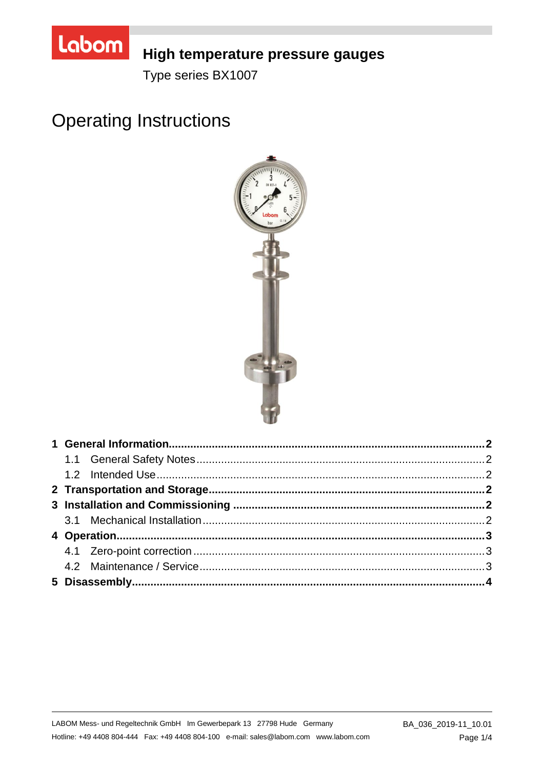# High temperature pressure gauges

Type series BX1007

# Operating Instructions

| | |
|---|---|
| **1 General Information** | **2** |
| 1.1 General Safety Notes | 2 |
| 1.2 Intended Use | 2 |
| **2 Transportation and Storage** | **2** |
| **3 Installation and Commissioning** | **2** |
| 3.1 Mechanical Installation | 2 |
| **4 Operation** | **3** |
| 4.1 Zero-point correction | 3 |
| 4.2 Maintenance / Service | 3 |
| **5 Disassembly** | **4** |

LABOM Mess- und Regeltechnik GmbH Im Gewerbepark 13 27798 Hude Germany

Hotline: +49 4408 804-444 Fax: +49 4408 804-100 e-mail: sales@labom.com www.labom.com

BA_036_2019-11_10.01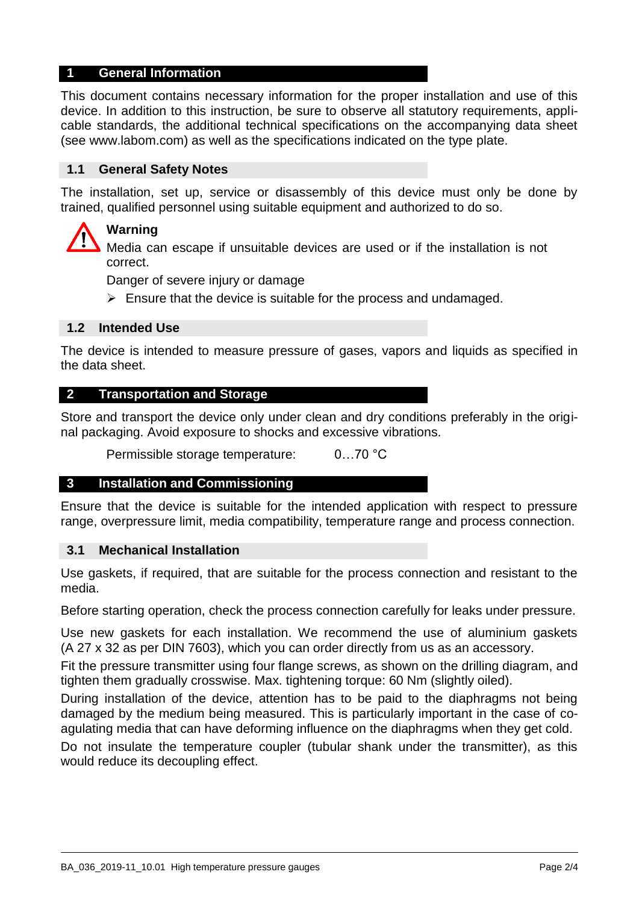# 1 General Information

This document contains necessary information for the proper installation and use of this device. In addition to this instruction, be sure to observe all statutory requirements, applicable standards, the additional technical specifications on the accompanying data sheet (see www.labom.com) as well as the specifications indicated on the type plate.

## 1.1 General Safety Notes

The installation, set up, service or disassembly of this device must only be done by trained, qualified personnel using suitable equipment and authorized to do so.

**Warning**

Media can escape if unsuitable devices are used or if the installation is not correct.

Danger of severe injury or damage

- Ensure that the device is suitable for the process and undamaged.

## 1.2 Intended Use

The device is intended to measure pressure of gases, vapors and liquids as specified in the data sheet.

# 2 Transportation and Storage

Store and transport the device only under clean and dry conditions preferably in the original packaging. Avoid exposure to shocks and excessive vibrations.

Permissible storage temperature: 0…70 °C

# 3 Installation and Commissioning

Ensure that the device is suitable for the intended application with respect to pressure range, overpressure limit, media compatibility, temperature range and process connection.

## 3.1 Mechanical Installation

Use gaskets, if required, that are suitable for the process connection and resistant to the media.

Before starting operation, check the process connection carefully for leaks under pressure.

Use new gaskets for each installation. We recommend the use of aluminium gaskets (A 27 x 32 as per DIN 7603), which you can order directly from us as an accessory.

Fit the pressure transmitter using four flange screws, as shown on the drilling diagram, and tighten them gradually crosswise. Max. tightening torque: 60 Nm (slightly oiled).

During installation of the device, attention has to be paid to the diaphragms not being damaged by the medium being measured. This is particularly important in the case of coagulating media that can have deforming influence on the diaphragms when they get cold.

Do not insulate the temperature coupler (tubular shank under the transmitter), as this would reduce its decoupling effect.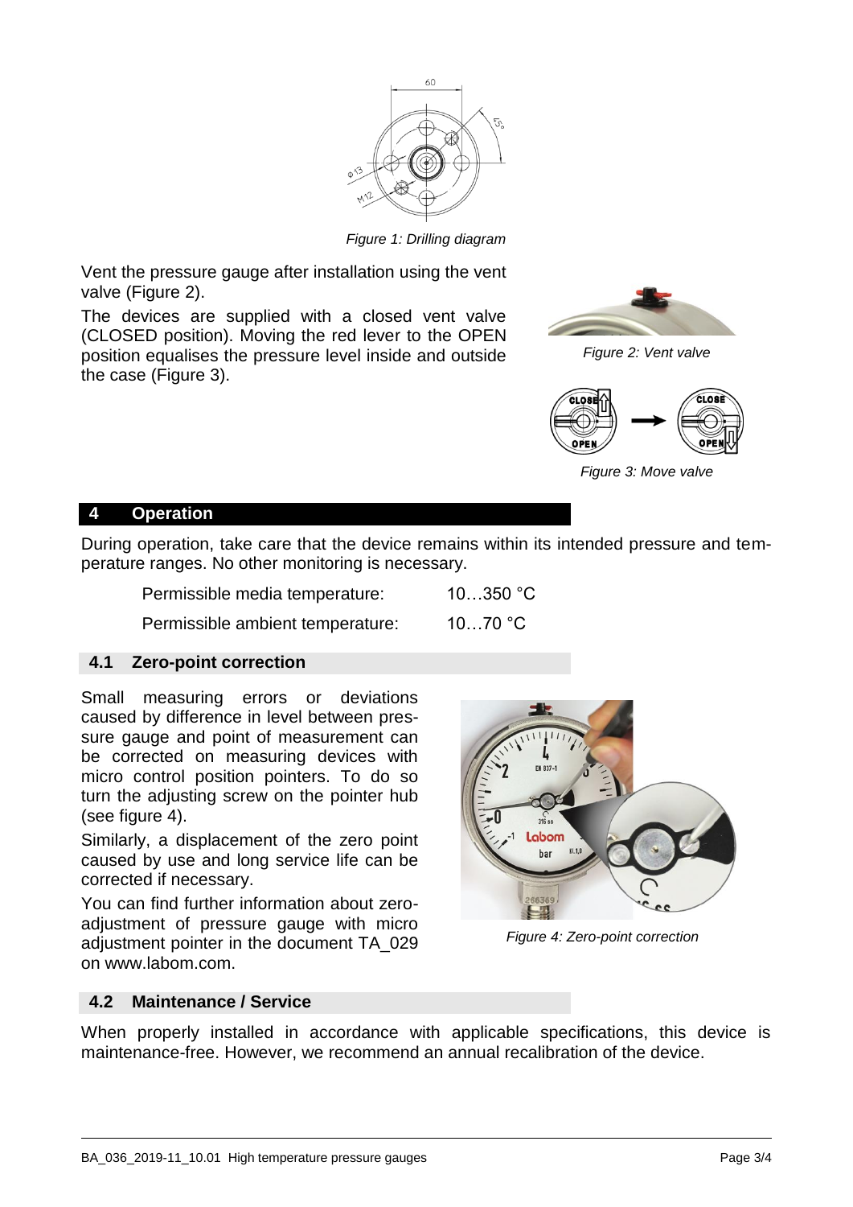Figure 1: Drilling diagram

Vent the pressure gauge after installation using the vent valve (Figure 2).

The devices are supplied with a closed vent valve (CLOSED position). Moving the red lever to the OPEN position equalises the pressure level inside and outside the case (Figure 3).

Figure 2: Vent valve

Figure 3: Move valve

# 4 Operation

During operation, take care that the device remains within its intended pressure and temperature ranges. No other monitoring is necessary.

| | |
|---|---|
| Permissible media temperature: | 10…350 °C |
| Permissible ambient temperature: | 10…70 °C |

## 4.1 Zero-point correction

Small measuring errors or deviations caused by difference in level between pressure gauge and point of measurement can be corrected on measuring devices with micro control position pointers. To do so turn the adjusting screw on the pointer hub (see figure 4).

Similarly, a displacement of the zero point caused by use and long service life can be corrected if necessary.

You can find further information about zero-adjustment of pressure gauge with micro adjustment pointer in the document TA_029 on www.labom.com.

Figure 4: Zero-point correction

## 4.2 Maintenance / Service

When properly installed in accordance with applicable specifications, this device is maintenance-free. However, we recommend an annual recalibration of the device.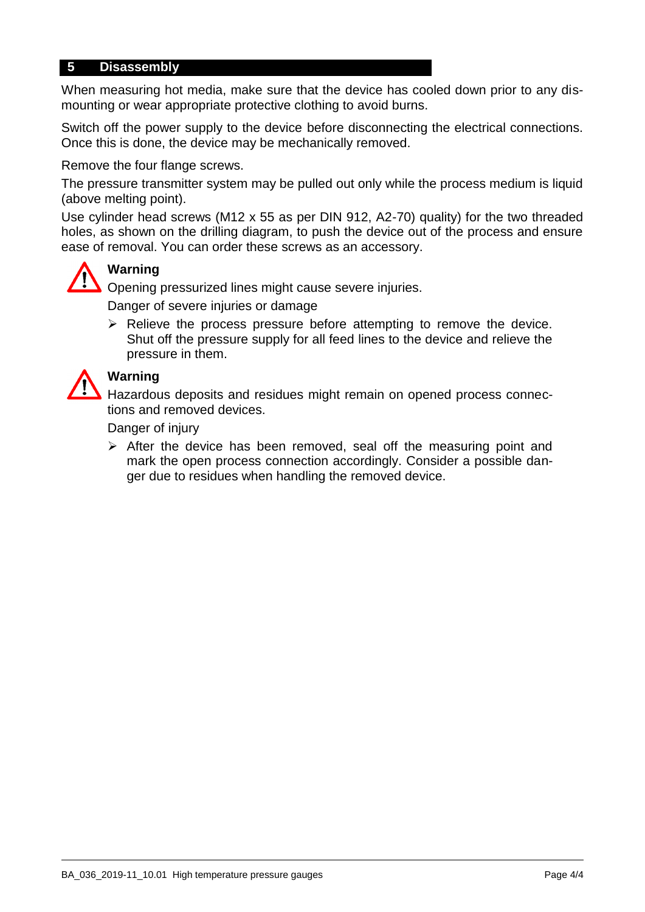## 5 Disassembly

When measuring hot media, make sure that the device has cooled down prior to any dismounting or wear appropriate protective clothing to avoid burns.

Switch off the power supply to the device before disconnecting the electrical connections. Once this is done, the device may be mechanically removed.

Remove the four flange screws.

The pressure transmitter system may be pulled out only while the process medium is liquid (above melting point).

Use cylinder head screws (M12 x 55 as per DIN 912, A2-70) quality) for the two threaded holes, as shown on the drilling diagram, to push the device out of the process and ensure ease of removal. You can order these screws as an accessory.

**Warning**

Opening pressurized lines might cause severe injuries.

Danger of severe injuries or damage

- Relieve the process pressure before attempting to remove the device. Shut off the pressure supply for all feed lines to the device and relieve the pressure in them.

**Warning**

Hazardous deposits and residues might remain on opened process connections and removed devices.

Danger of injury

- After the device has been removed, seal off the measuring point and mark the open process connection accordingly. Consider a possible danger due to residues when handling the removed device.